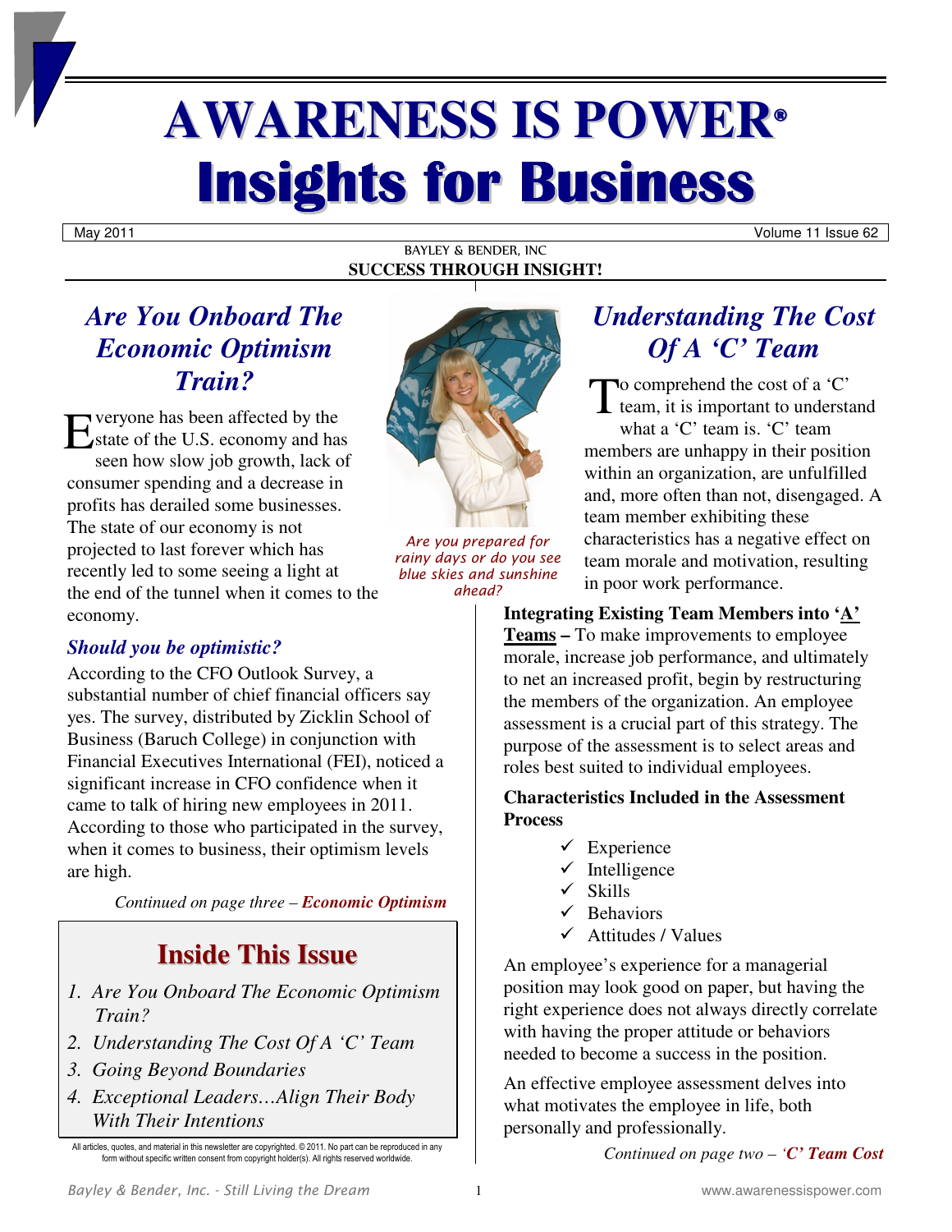# AWARENESS IS POWER®
# Insights for Business

May 2011 | Volume 11 Issue 62

BAYLEY & BENDER, INC
**SUCCESS THROUGH INSIGHT!**

## *Are You Onboard The Economic Optimism Train?*

Everyone has been affected by the state of the U.S. economy and has seen how slow job growth, lack of consumer spending and a decrease in profits has derailed some businesses. The state of our economy is not projected to last forever which has recently led to some seeing a light at the end of the tunnel when it comes to the economy.

### *Should you be optimistic?*

According to the CFO Outlook Survey, a substantial number of chief financial officers say yes. The survey, distributed by Zicklin School of Business (Baruch College) in conjunction with Financial Executives International (FEI), noticed a significant increase in CFO confidence when it came to talk of hiring new employees in 2011. According to those who participated in the survey, when it comes to business, their optimism levels are high.

*Continued on page three – **Economic Optimism***

*Are you prepared for rainy days or do you see blue skies and sunshine ahead?*

## *Understanding The Cost Of A 'C' Team*

To comprehend the cost of a 'C' team, it is important to understand what a 'C' team is. 'C' team members are unhappy in their position within an organization, are unfulfilled and, more often than not, disengaged. A team member exhibiting these characteristics has a negative effect on team morale and motivation, resulting in poor work performance.

**Integrating Existing Team Members into '<u>A</u>' <u>Teams</u> –** To make improvements to employee morale, increase job performance, and ultimately to net an increased profit, begin by restructuring the members of the organization. An employee assessment is a crucial part of this strategy. The purpose of the assessment is to select areas and roles best suited to individual employees.

**Characteristics Included in the Assessment Process**

- ✓ Experience
- ✓ Intelligence
- ✓ Skills
- ✓ Behaviors
- ✓ Attitudes / Values

An employee's experience for a managerial position may look good on paper, but having the right experience does not always directly correlate with having the proper attitude or behaviors needed to become a success in the position.

An effective employee assessment delves into what motivates the employee in life, both personally and professionally.

*Continued on page two – **'C' Team Cost***

## Inside This Issue

1. *Are You Onboard The Economic Optimism Train?*
2. *Understanding The Cost Of A 'C' Team*
3. *Going Beyond Boundaries*
4. *Exceptional Leaders…Align Their Body With Their Intentions*

All articles, quotes, and material in this newsletter are copyrighted. © 2011. No part can be reproduced in any form without specific written consent from copyright holder(s). All rights reserved worldwide.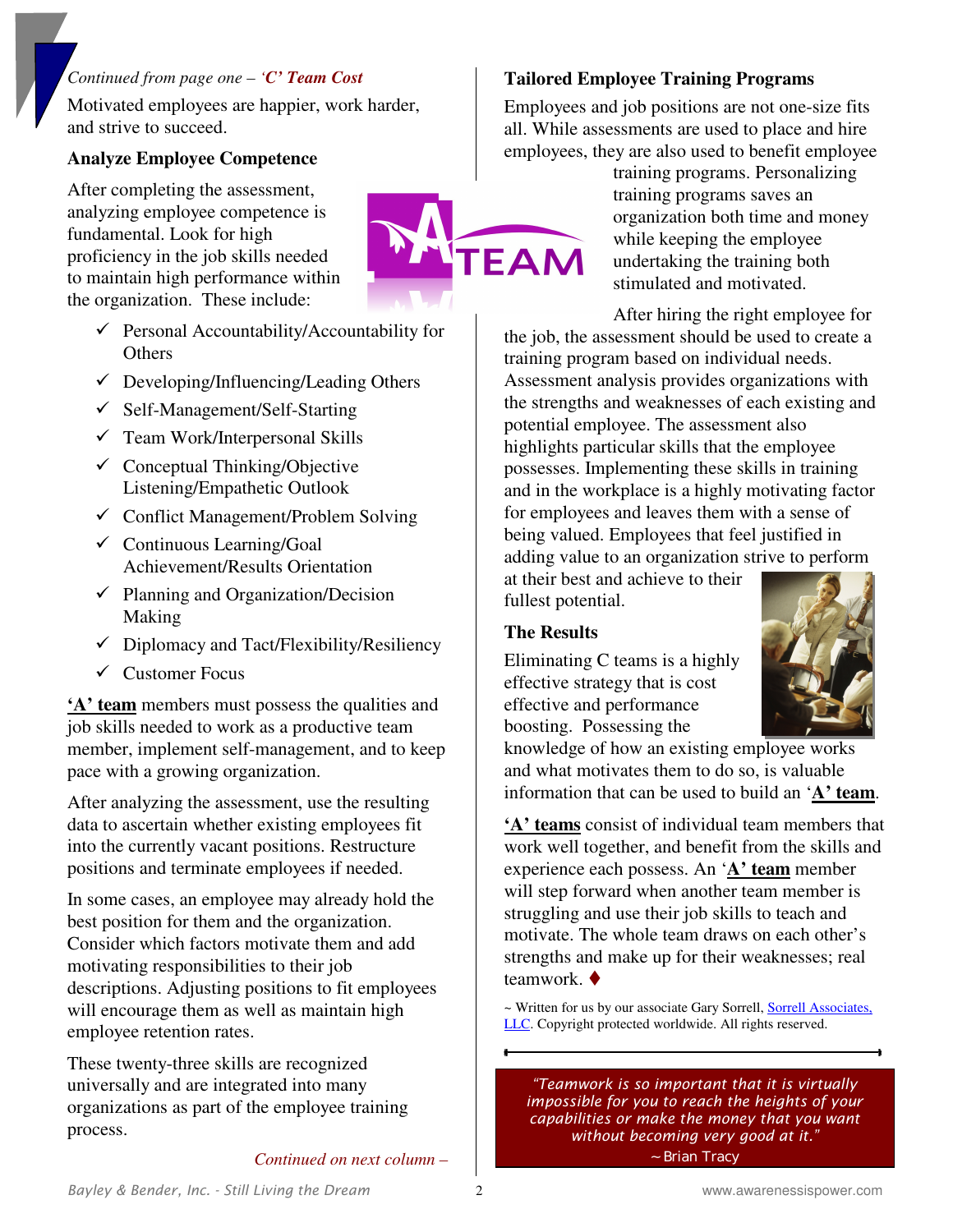*Continued from page one – 'C' Team Cost*

Motivated employees are happier, work harder, and strive to succeed.

### Analyze Employee Competence

After completing the assessment, analyzing employee competence is fundamental. Look for high proficiency in the job skills needed to maintain high performance within the organization. These include:

- ✓ Personal Accountability/Accountability for Others
- ✓ Developing/Influencing/Leading Others
- ✓ Self-Management/Self-Starting
- ✓ Team Work/Interpersonal Skills
- ✓ Conceptual Thinking/Objective Listening/Empathetic Outlook
- ✓ Conflict Management/Problem Solving
- ✓ Continuous Learning/Goal Achievement/Results Orientation
- ✓ Planning and Organization/Decision Making
- ✓ Diplomacy and Tact/Flexibility/Resiliency
- ✓ Customer Focus

**'A' team** members must possess the qualities and job skills needed to work as a productive team member, implement self-management, and to keep pace with a growing organization.

After analyzing the assessment, use the resulting data to ascertain whether existing employees fit into the currently vacant positions. Restructure positions and terminate employees if needed.

In some cases, an employee may already hold the best position for them and the organization. Consider which factors motivate them and add motivating responsibilities to their job descriptions. Adjusting positions to fit employees will encourage them as well as maintain high employee retention rates.

These twenty-three skills are recognized universally and are integrated into many organizations as part of the employee training process.

*Continued on next column –*

### Tailored Employee Training Programs

Employees and job positions are not one-size fits all. While assessments are used to place and hire employees, they are also used to benefit employee training programs. Personalizing training programs saves an organization both time and money while keeping the employee undertaking the training both stimulated and motivated.

After hiring the right employee for the job, the assessment should be used to create a training program based on individual needs. Assessment analysis provides organizations with the strengths and weaknesses of each existing and potential employee. The assessment also highlights particular skills that the employee possesses. Implementing these skills in training and in the workplace is a highly motivating factor for employees and leaves them with a sense of being valued. Employees that feel justified in adding value to an organization strive to perform at their best and achieve to their fullest potential.

### The Results

Eliminating C teams is a highly effective strategy that is cost effective and performance boosting. Possessing the knowledge of how an existing employee works and what motivates them to do so, is valuable information that can be used to build an '**A' team**.

**'A' teams** consist of individual team members that work well together, and benefit from the skills and experience each possess. An '**A' team** member will step forward when another team member is struggling and use their job skills to teach and motivate. The whole team draws on each other's strengths and make up for their weaknesses; real teamwork. ♦

~ Written for us by our associate Gary Sorrell, Sorrell Associates, LLC. Copyright protected worldwide. All rights reserved.

---

*"Teamwork is so important that it is virtually impossible for you to reach the heights of your capabilities or make the money that you want without becoming very good at it."*
~ Brian Tracy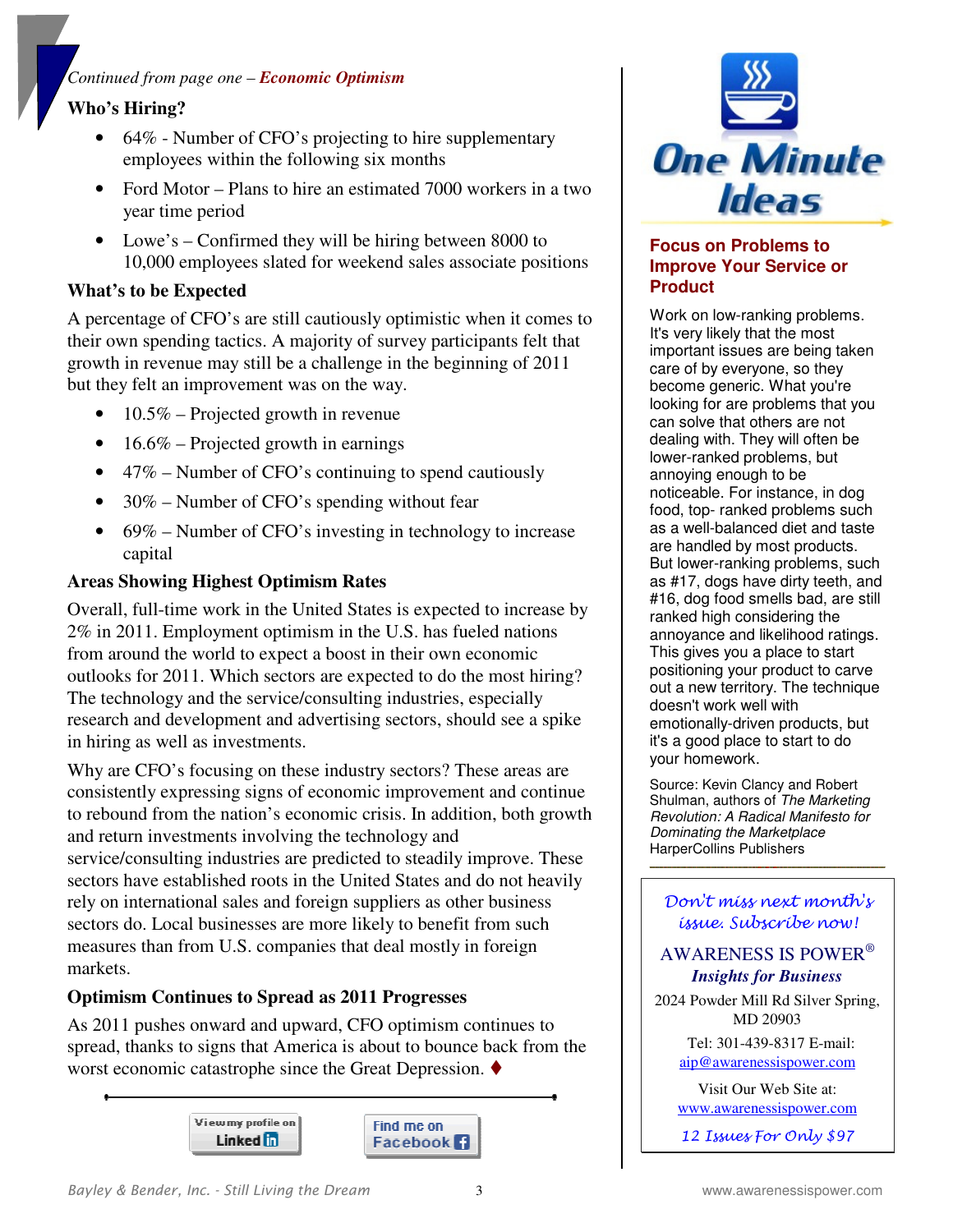*Continued from page one – **Economic Optimism***

### Who's Hiring?

- 64% - Number of CFO's projecting to hire supplementary employees within the following six months
- Ford Motor – Plans to hire an estimated 7000 workers in a two year time period
- Lowe's – Confirmed they will be hiring between 8000 to 10,000 employees slated for weekend sales associate positions

### What's to be Expected

A percentage of CFO's are still cautiously optimistic when it comes to their own spending tactics. A majority of survey participants felt that growth in revenue may still be a challenge in the beginning of 2011 but they felt an improvement was on the way.

- 10.5% – Projected growth in revenue
- 16.6% – Projected growth in earnings
- 47% – Number of CFO's continuing to spend cautiously
- 30% – Number of CFO's spending without fear
- 69% – Number of CFO's investing in technology to increase capital

### Areas Showing Highest Optimism Rates

Overall, full-time work in the United States is expected to increase by 2% in 2011. Employment optimism in the U.S. has fueled nations from around the world to expect a boost in their own economic outlooks for 2011. Which sectors are expected to do the most hiring? The technology and the service/consulting industries, especially research and development and advertising sectors, should see a spike in hiring as well as investments.

Why are CFO's focusing on these industry sectors? These areas are consistently expressing signs of economic improvement and continue to rebound from the nation's economic crisis. In addition, both growth and return investments involving the technology and service/consulting industries are predicted to steadily improve. These sectors have established roots in the United States and do not heavily rely on international sales and foreign suppliers as other business sectors do. Local businesses are more likely to benefit from such measures than from U.S. companies that deal mostly in foreign markets.

### Optimism Continues to Spread as 2011 Progresses

As 2011 pushes onward and upward, CFO optimism continues to spread, thanks to signs that America is about to bounce back from the worst economic catastrophe since the Great Depression. ♦

View my profile on LinkedIn | Find me on Facebook

## One Minute Ideas

### Focus on Problems to Improve Your Service or Product

Work on low-ranking problems. It's very likely that the most important issues are being taken care of by everyone, so they become generic. What you're looking for are problems that you can solve that others are not dealing with. They will often be lower-ranked problems, but annoying enough to be noticeable. For instance, in dog food, top- ranked problems such as a well-balanced diet and taste are handled by most products. But lower-ranking problems, such as #17, dogs have dirty teeth, and #16, dog food smells bad, are still ranked high considering the annoyance and likelihood ratings. This gives you a place to start positioning your product to carve out a new territory. The technique doesn't work well with emotionally-driven products, but it's a good place to start to do your homework.

Source: Kevin Clancy and Robert Shulman, authors of *The Marketing Revolution: A Radical Manifesto for Dominating the Marketplace* HarperCollins Publishers

---

*Don't miss next month's issue. Subscribe now!*

AWARENESS IS POWER®
***Insights for Business***

2024 Powder Mill Rd Silver Spring, MD 20903

Tel: 301-439-8317 E-mail: aip@awarenessispower.com

Visit Our Web Site at: www.awarenessispower.com

*12 Issues For Only $97*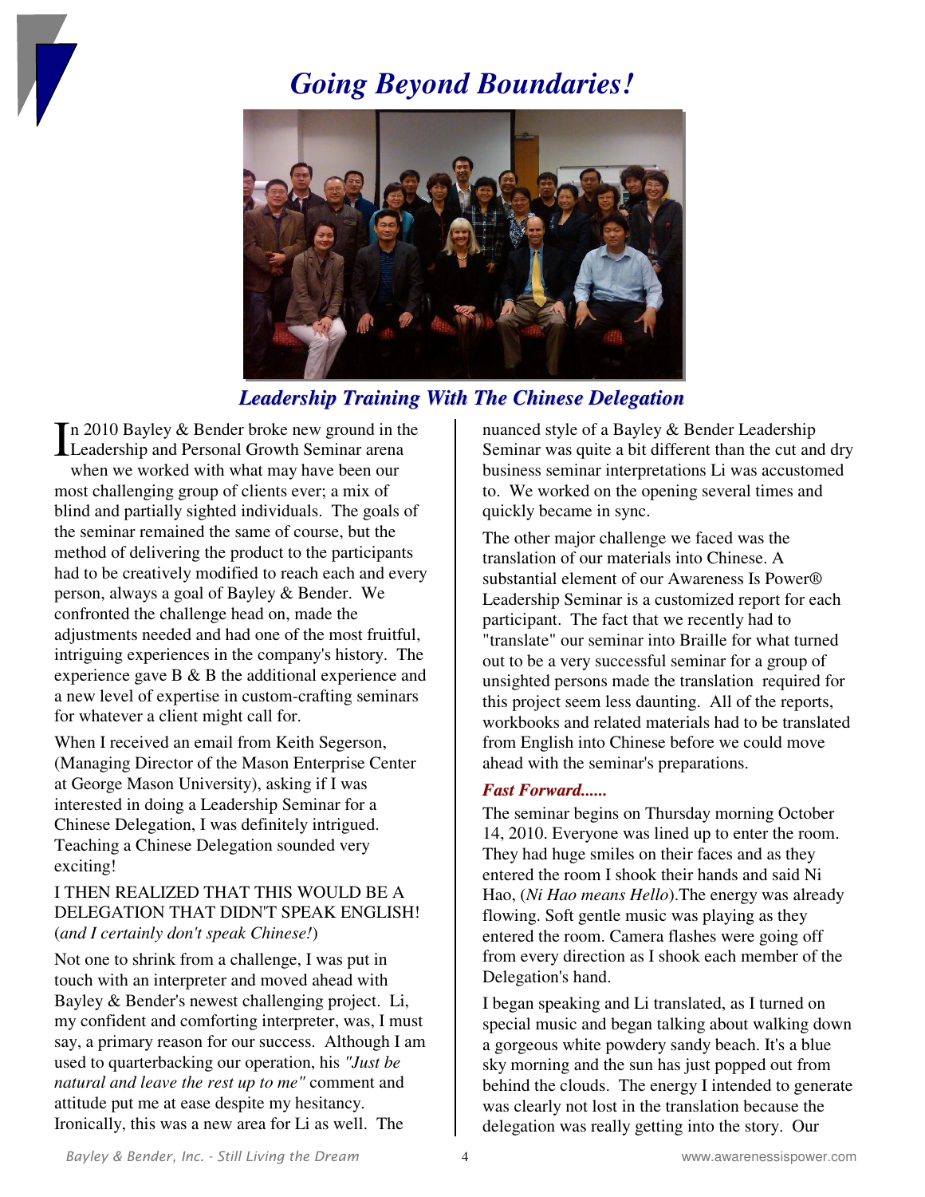# *Going Beyond Boundaries!*

***Leadership Training With The Chinese Delegation***

In 2010 Bayley & Bender broke new ground in the Leadership and Personal Growth Seminar arena when we worked with what may have been our most challenging group of clients ever; a mix of blind and partially sighted individuals. The goals of the seminar remained the same of course, but the method of delivering the product to the participants had to be creatively modified to reach each and every person, always a goal of Bayley & Bender. We confronted the challenge head on, made the adjustments needed and had one of the most fruitful, intriguing experiences in the company's history. The experience gave B & B the additional experience and a new level of expertise in custom-crafting seminars for whatever a client might call for.

When I received an email from Keith Segerson, (Managing Director of the Mason Enterprise Center at George Mason University), asking if I was interested in doing a Leadership Seminar for a Chinese Delegation, I was definitely intrigued. Teaching a Chinese Delegation sounded very exciting!

I THEN REALIZED THAT THIS WOULD BE A DELEGATION THAT DIDN'T SPEAK ENGLISH! (*and I certainly don't speak Chinese!*)

Not one to shrink from a challenge, I was put in touch with an interpreter and moved ahead with Bayley & Bender's newest challenging project. Li, my confident and comforting interpreter, was, I must say, a primary reason for our success. Although I am used to quarterbacking our operation, his *"Just be natural and leave the rest up to me"* comment and attitude put me at ease despite my hesitancy. Ironically, this was a new area for Li as well. The nuanced style of a Bayley & Bender Leadership Seminar was quite a bit different than the cut and dry business seminar interpretations Li was accustomed to. We worked on the opening several times and quickly became in sync.

The other major challenge we faced was the translation of our materials into Chinese. A substantial element of our Awareness Is Power® Leadership Seminar is a customized report for each participant. The fact that we recently had to "translate" our seminar into Braille for what turned out to be a very successful seminar for a group of unsighted persons made the translation required for this project seem less daunting. All of the reports, workbooks and related materials had to be translated from English into Chinese before we could move ahead with the seminar's preparations.

### *Fast Forward......*

The seminar begins on Thursday morning October 14, 2010. Everyone was lined up to enter the room. They had huge smiles on their faces and as they entered the room I shook their hands and said Ni Hao, (*Ni Hao means Hello*).The energy was already flowing. Soft gentle music was playing as they entered the room. Camera flashes were going off from every direction as I shook each member of the Delegation's hand.

I began speaking and Li translated, as I turned on special music and began talking about walking down a gorgeous white powdery sandy beach. It's a blue sky morning and the sun has just popped out from behind the clouds. The energy I intended to generate was clearly not lost in the translation because the delegation was really getting into the story. Our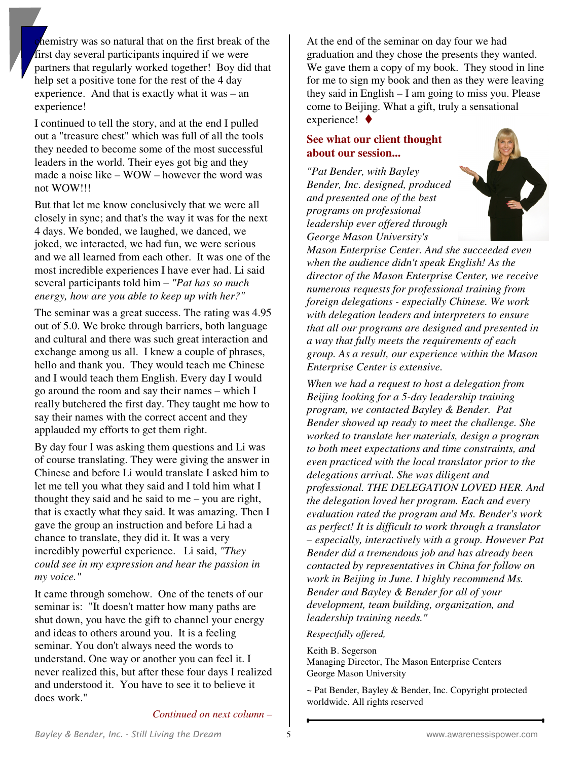chemistry was so natural that on the first break of the first day several participants inquired if we were partners that regularly worked together! Boy did that help set a positive tone for the rest of the 4 day experience. And that is exactly what it was – an experience!

I continued to tell the story, and at the end I pulled out a "treasure chest" which was full of all the tools they needed to become some of the most successful leaders in the world. Their eyes got big and they made a noise like – WOW – however the word was not WOW!!!

But that let me know conclusively that we were all closely in sync; and that's the way it was for the next 4 days. We bonded, we laughed, we danced, we joked, we interacted, we had fun, we were serious and we all learned from each other. It was one of the most incredible experiences I have ever had. Li said several participants told him – *"Pat has so much energy, how are you able to keep up with her?"*

The seminar was a great success. The rating was 4.95 out of 5.0. We broke through barriers, both language and cultural and there was such great interaction and exchange among us all. I knew a couple of phrases, hello and thank you. They would teach me Chinese and I would teach them English. Every day I would go around the room and say their names – which I really butchered the first day. They taught me how to say their names with the correct accent and they applauded my efforts to get them right.

By day four I was asking them questions and Li was of course translating. They were giving the answer in Chinese and before Li would translate I asked him to let me tell you what they said and I told him what I thought they said and he said to me – you are right, that is exactly what they said. It was amazing. Then I gave the group an instruction and before Li had a chance to translate, they did it. It was a very incredibly powerful experience. Li said, *"They could see in my expression and hear the passion in my voice."*

It came through somehow. One of the tenets of our seminar is: "It doesn't matter how many paths are shut down, you have the gift to channel your energy and ideas to others around you. It is a feeling seminar. You don't always need the words to understand. One way or another you can feel it. I never realized this, but after these four days I realized and understood it. You have to see it to believe it does work."

*Continued on next column –*

At the end of the seminar on day four we had graduation and they chose the presents they wanted. We gave them a copy of my book. They stood in line for me to sign my book and then as they were leaving they said in English – I am going to miss you. Please come to Beijing. What a gift, truly a sensational experience! ♦

## See what our client thought about our session...

*"Pat Bender, with Bayley Bender, Inc. designed, produced and presented one of the best programs on professional leadership ever offered through George Mason University's Mason Enterprise Center. And she succeeded even when the audience didn't speak English! As the director of the Mason Enterprise Center, we receive numerous requests for professional training from foreign delegations - especially Chinese. We work with delegation leaders and interpreters to ensure that all our programs are designed and presented in a way that fully meets the requirements of each group. As a result, our experience within the Mason Enterprise Center is extensive.*

*When we had a request to host a delegation from Beijing looking for a 5-day leadership training program, we contacted Bayley & Bender. Pat Bender showed up ready to meet the challenge. She worked to translate her materials, design a program to both meet expectations and time constraints, and even practiced with the local translator prior to the delegations arrival. She was diligent and professional. THE DELEGATION LOVED HER. And the delegation loved her program. Each and every evaluation rated the program and Ms. Bender's work as perfect! It is difficult to work through a translator – especially, interactively with a group. However Pat Bender did a tremendous job and has already been contacted by representatives in China for follow on work in Beijing in June. I highly recommend Ms. Bender and Bayley & Bender for all of your development, team building, organization, and leadership training needs."*

*Respectfully offered,*

Keith B. Segerson
Managing Director, The Mason Enterprise Centers
George Mason University

~ Pat Bender, Bayley & Bender, Inc. Copyright protected worldwide. All rights reserved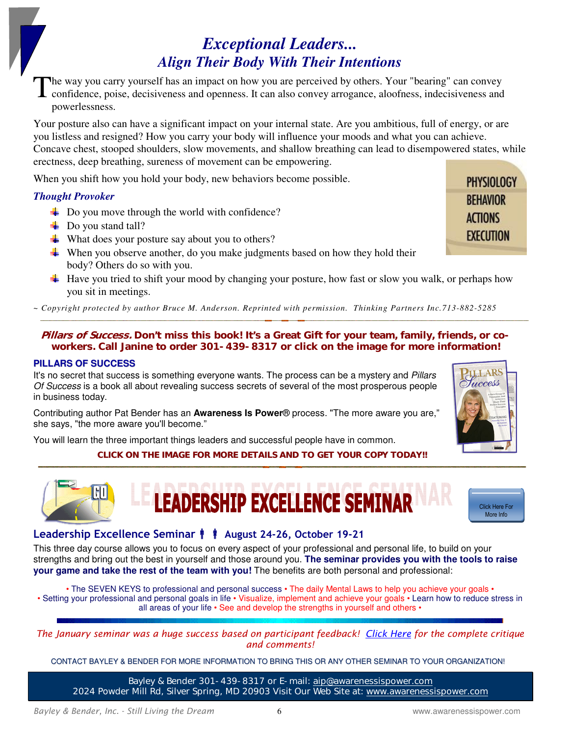# *Exceptional Leaders... Align Their Body With Their Intentions*

The way you carry yourself has an impact on how you are perceived by others. Your "bearing" can convey confidence, poise, decisiveness and openness. It can also convey arrogance, aloofness, indecisiveness and powerlessness.

Your posture also can have a significant impact on your internal state. Are you ambitious, full of energy, or are you listless and resigned? How you carry your body will influence your moods and what you can achieve. Concave chest, stooped shoulders, slow movements, and shallow breathing can lead to disempowered states, while erectness, deep breathing, sureness of movement can be empowering.

When you shift how you hold your body, new behaviors become possible.

PHYSIOLOGY
BEHAVIOR
ACTIONS
EXECUTION

### *Thought Provoker*

- Do you move through the world with confidence?
- Do you stand tall?
- What does your posture say about you to others?
- When you observe another, do you make judgments based on how they hold their body? Others do so with you.
- Have you tried to shift your mood by changing your posture, how fast or slow you walk, or perhaps how you sit in meetings.

*~ Copyright protected by author Bruce M. Anderson. Reprinted with permission. Thinking Partners Inc.713-882-5285*

---

***Pillars of Success.* Don't miss this book! It's a Great Gift for your team, family, friends, or co-workers. Call Janine to order 301-439-8317 or click on the image for more information!**

### PILLARS OF SUCCESS

It's no secret that success is something everyone wants. The process can be a mystery and *Pillars Of Success* is a book all about revealing success secrets of several of the most prosperous people in business today.

Contributing author Pat Bender has an **Awareness Is Power**® process. "The more aware you are," she says, "the more aware you'll become."

You will learn the three important things leaders and successful people have in common.

**CLICK ON THE IMAGE FOR MORE DETAILS AND TO GET YOUR COPY TODAY!!**

---

# LEADERSHIP EXCELLENCE SEMINAR

Click Here For More Info

## Leadership Excellence Seminar August 24-26, October 19-21

This three day course allows you to focus on every aspect of your professional and personal life, to build on your strengths and bring out the best in yourself and those around you. **The seminar provides you with the tools to raise your game and take the rest of the team with you!** The benefits are both personal and professional:

• The SEVEN KEYS to professional and personal success • The daily Mental Laws to help you achieve your goals • Setting your professional and personal goals in life • Visualize, implement and achieve your goals • Learn how to reduce stress in all areas of your life • See and develop the strengths in yourself and others •

*The January seminar was a huge success based on participant feedback! Click Here for the complete critique and comments!*

CONTACT BAYLEY & BENDER FOR MORE INFORMATION TO BRING THIS OR ANY OTHER SEMINAR TO YOUR ORGANIZATION!

Bayley & Bender 301-439-8317 or E-mail: aip@awarenessispower.com
2024 Powder Mill Rd, Silver Spring, MD 20903 Visit Our Web Site at: www.awarenessispower.com